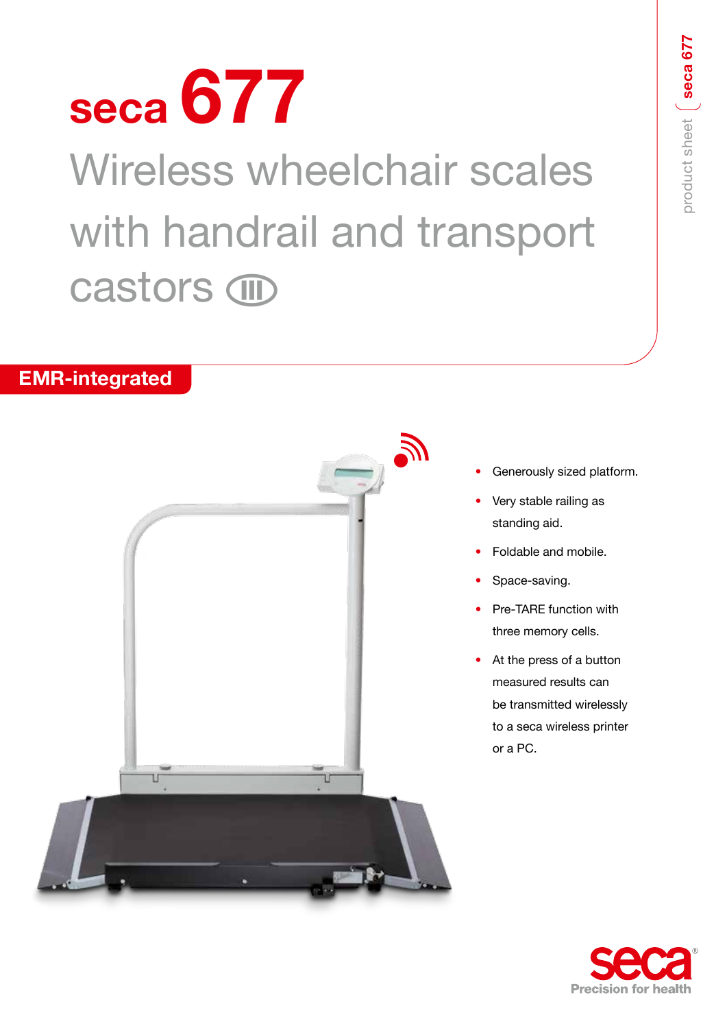# seca 677

## Wireless wheelchair scales with handrail and transport castors III

**EMR-integrated**

- Generously sized platform.
- Very stable railing as standing aid.
- Foldable and mobile.
- Space-saving.
- Pre-TARE function with three memory cells.
- At the press of a button measured results can be transmitted wirelessly to a seca wireless printer or a PC.

seca
Precision for health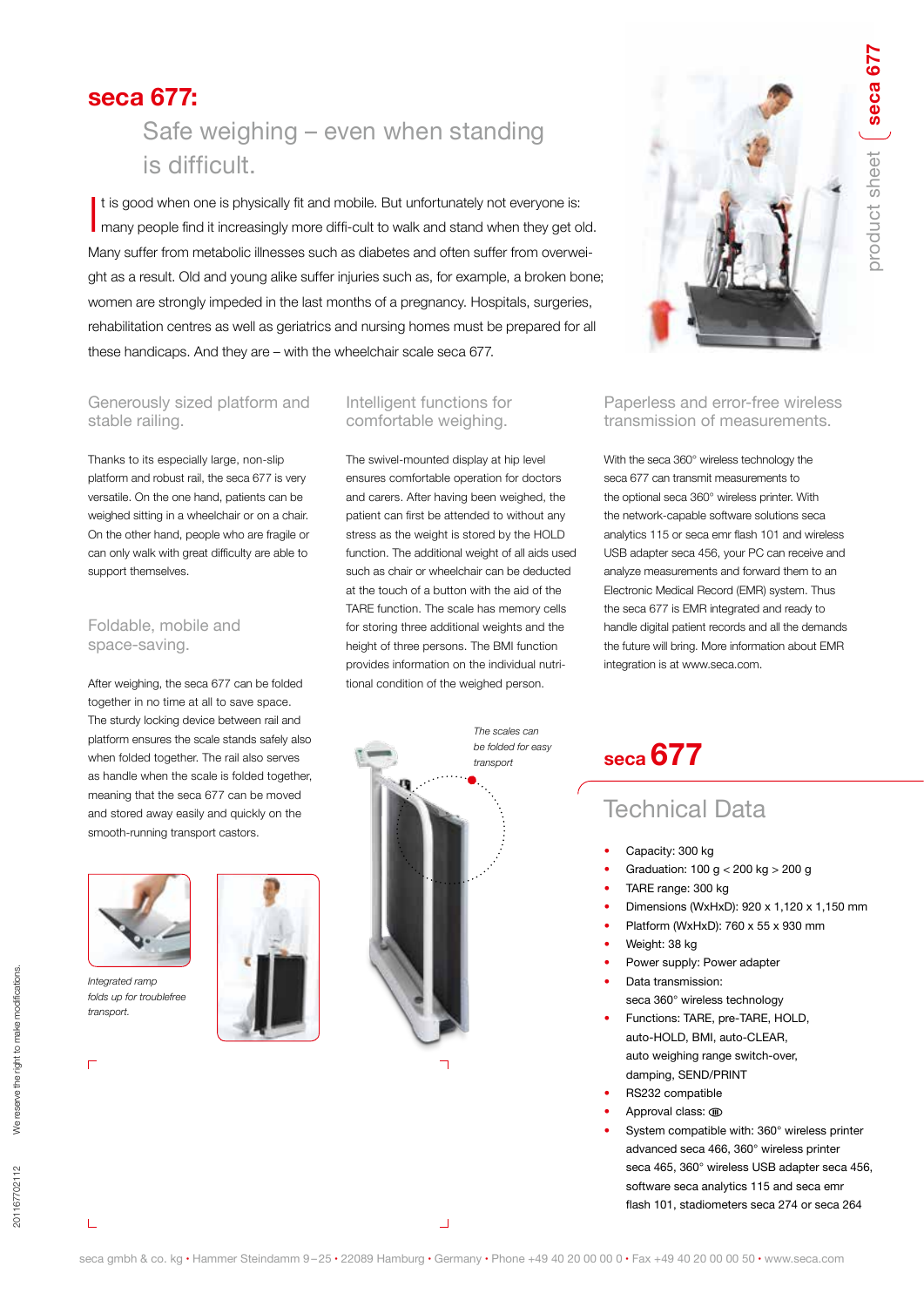# seca 677:

## Safe weighing – even when standing is difficult.

It is good when one is physically fit and mobile. But unfortunately not everyone is: many people find it increasingly more diffi-cult to walk and stand when they get old. Many suffer from metabolic illnesses such as diabetes and often suffer from overwei-ght as a result. Old and young alike suffer injuries such as, for example, a broken bone; women are strongly impeded in the last months of a pregnancy. Hospitals, surgeries, rehabilitation centres as well as geriatrics and nursing homes must be prepared for all these handicaps. And they are – with the wheelchair scale seca 677.

### Generously sized platform and stable railing.

Thanks to its especially large, non-slip platform and robust rail, the seca 677 is very versatile. On the one hand, patients can be weighed sitting in a wheelchair or on a chair. On the other hand, people who are fragile or can only walk with great difficulty are able to support themselves.

### Foldable, mobile and space-saving.

After weighing, the seca 677 can be folded together in no time at all to save space. The sturdy locking device between rail and platform ensures the scale stands safely also when folded together. The rail also serves as handle when the scale is folded together, meaning that the seca 677 can be moved and stored away easily and quickly on the smooth-running transport castors.

*Integrated ramp folds up for troublefree transport.*

### Intelligent functions for comfortable weighing.

The swivel-mounted display at hip level ensures comfortable operation for doctors and carers. After having been weighed, the patient can first be attended to without any stress as the weight is stored by the HOLD function. The additional weight of all aids used such as chair or wheelchair can be deducted at the touch of a button with the aid of the TARE function. The scale has memory cells for storing three additional weights and the height of three persons. The BMI function provides information on the individual nutri-tional condition of the weighed person.

*The scales can be folded for easy transport*

### Paperless and error-free wireless transmission of measurements.

With the seca 360° wireless technology the seca 677 can transmit measurements to the optional seca 360° wireless printer. With the network-capable software solutions seca analytics 115 or seca emr flash 101 and wireless USB adapter seca 456, your PC can receive and analyze measurements and forward them to an Electronic Medical Record (EMR) system. Thus the seca 677 is EMR integrated and ready to handle digital patient records and all the demands the future will bring. More information about EMR integration is at www.seca.com.

## seca 677

### Technical Data

- Capacity: 300 kg
- Graduation: 100 g < 200 kg > 200 g
- TARE range: 300 kg
- Dimensions (WxHxD): 920 x 1,120 x 1,150 mm
- Platform (WxHxD): 760 x 55 x 930 mm
- Weight: 38 kg
- Power supply: Power adapter
- Data transmission: seca 360° wireless technology
- Functions: TARE, pre-TARE, HOLD, auto-HOLD, BMI, auto-CLEAR, auto weighing range switch-over, damping, SEND/PRINT
- RS232 compatible
- Approval class: III
- System compatible with: 360° wireless printer advanced seca 466, 360° wireless printer seca 465, 360° wireless USB adapter seca 456, software seca analytics 115 and seca emr flash 101, stadiometers seca 274 or seca 264

We reserve the right to make modifications.

20116770212

seca gmbh & co. kg • Hammer Steindamm 9–25 • 22089 Hamburg • Germany • Phone +49 40 20 00 00 0 • Fax +49 40 20 00 00 50 • www.seca.com